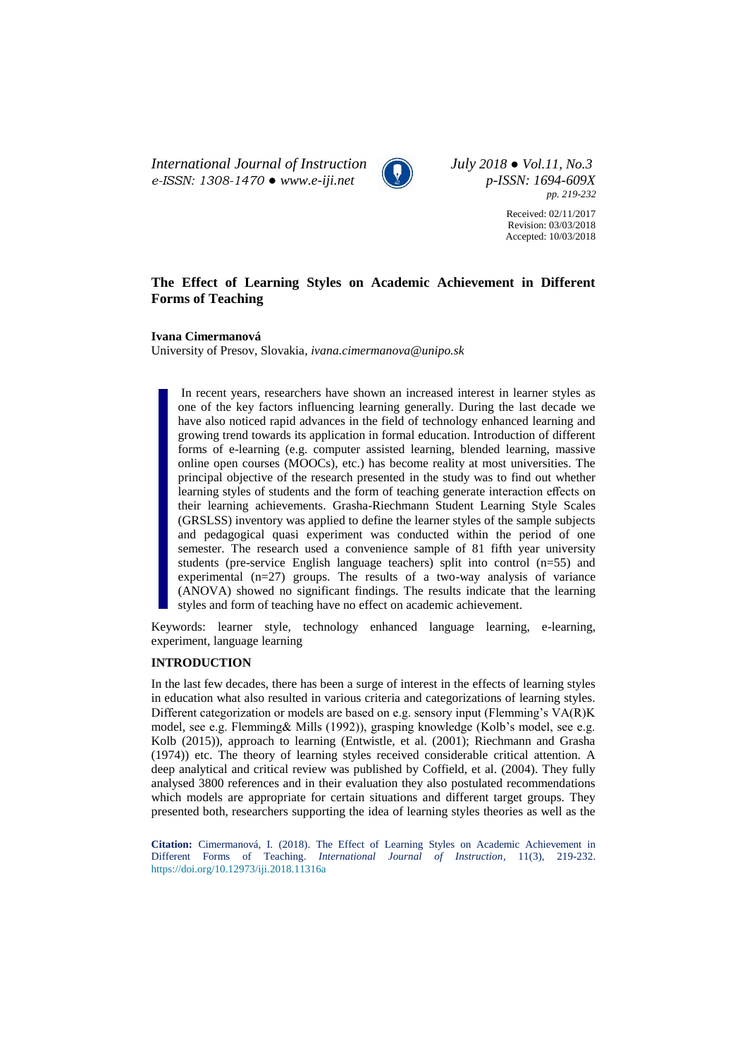*International Journal of Instruction* *July 2018 ● Vol.11, No.3*
*e-ISSN: 1308-1470 ● www.e-iji.net* *p-ISSN: 1694-609X*
*pp. 219-232*

Received: 02/11/2017
Revision: 03/03/2018
Accepted: 10/03/2018

# The Effect of Learning Styles on Academic Achievement in Different Forms of Teaching

**Ivana Cimermanová**
University of Presov, Slovakia, *ivana.cimermanova@unipo.sk*

> In recent years, researchers have shown an increased interest in learner styles as one of the key factors influencing learning generally. During the last decade we have also noticed rapid advances in the field of technology enhanced learning and growing trend towards its application in formal education. Introduction of different forms of e-learning (e.g. computer assisted learning, blended learning, massive online open courses (MOOCs), etc.) has become reality at most universities. The principal objective of the research presented in the study was to find out whether learning styles of students and the form of teaching generate interaction effects on their learning achievements. Grasha-Riechmann Student Learning Style Scales (GRSLSS) inventory was applied to define the learner styles of the sample subjects and pedagogical quasi experiment was conducted within the period of one semester. The research used a convenience sample of 81 fifth year university students (pre-service English language teachers) split into control (n=55) and experimental (n=27) groups. The results of a two-way analysis of variance (ANOVA) showed no significant findings. The results indicate that the learning styles and form of teaching have no effect on academic achievement.

Keywords: learner style, technology enhanced language learning, e-learning, experiment, language learning

## INTRODUCTION

In the last few decades, there has been a surge of interest in the effects of learning styles in education what also resulted in various criteria and categorizations of learning styles. Different categorization or models are based on e.g. sensory input (Flemming's VA(R)K model, see e.g. Flemming& Mills (1992)), grasping knowledge (Kolb's model, see e.g. Kolb (2015)), approach to learning (Entwistle, et al. (2001); Riechmann and Grasha (1974)) etc. The theory of learning styles received considerable critical attention. A deep analytical and critical review was published by Coffield, et al. (2004). They fully analysed 3800 references and in their evaluation they also postulated recommendations which models are appropriate for certain situations and different target groups. They presented both, researchers supporting the idea of learning styles theories as well as the

**Citation:** Cimermanová, I. (2018). The Effect of Learning Styles on Academic Achievement in Different Forms of Teaching. *International Journal of Instruction*, 11(3), 219-232. https://doi.org/10.12973/iji.2018.11316a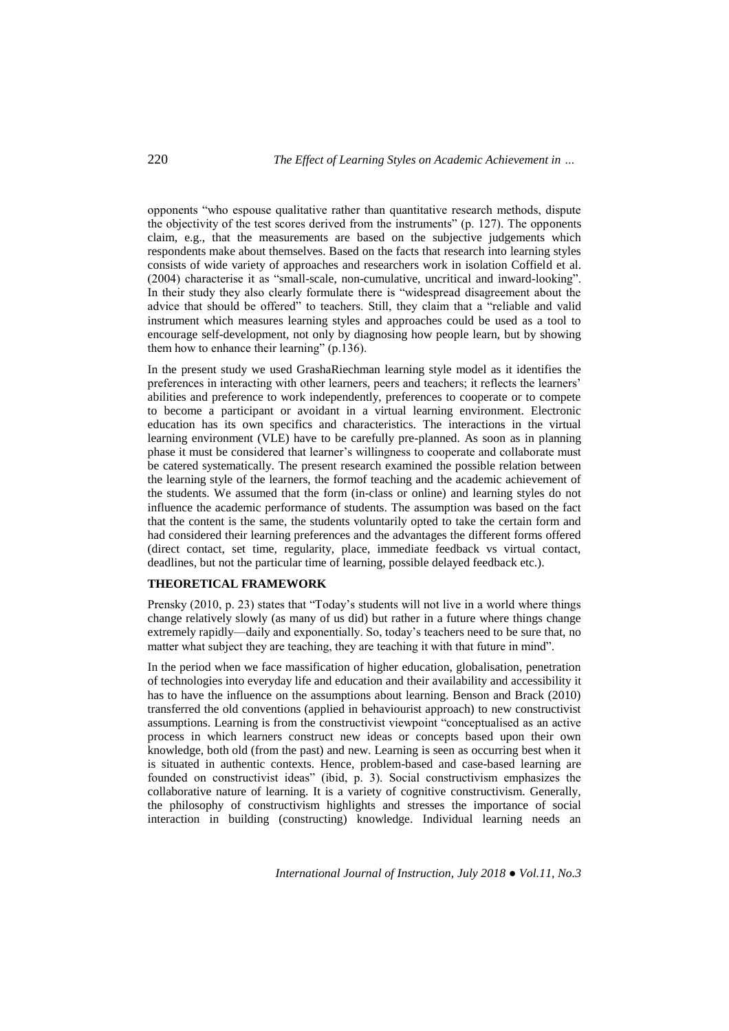opponents "who espouse qualitative rather than quantitative research methods, dispute the objectivity of the test scores derived from the instruments" (p. 127). The opponents claim, e.g., that the measurements are based on the subjective judgements which respondents make about themselves. Based on the facts that research into learning styles consists of wide variety of approaches and researchers work in isolation Coffield et al. (2004) characterise it as "small-scale, non-cumulative, uncritical and inward-looking". In their study they also clearly formulate there is "widespread disagreement about the advice that should be offered" to teachers. Still, they claim that a "reliable and valid instrument which measures learning styles and approaches could be used as a tool to encourage self-development, not only by diagnosing how people learn, but by showing them how to enhance their learning" (p.136).

In the present study we used GrashaRiechman learning style model as it identifies the preferences in interacting with other learners, peers and teachers; it reflects the learners' abilities and preference to work independently, preferences to cooperate or to compete to become a participant or avoidant in a virtual learning environment. Electronic education has its own specifics and characteristics. The interactions in the virtual learning environment (VLE) have to be carefully pre-planned. As soon as in planning phase it must be considered that learner's willingness to cooperate and collaborate must be catered systematically. The present research examined the possible relation between the learning style of the learners, the formof teaching and the academic achievement of the students. We assumed that the form (in-class or online) and learning styles do not influence the academic performance of students. The assumption was based on the fact that the content is the same, the students voluntarily opted to take the certain form and had considered their learning preferences and the advantages the different forms offered (direct contact, set time, regularity, place, immediate feedback vs virtual contact, deadlines, but not the particular time of learning, possible delayed feedback etc.).

## THEORETICAL FRAMEWORK

Prensky (2010, p. 23) states that "Today's students will not live in a world where things change relatively slowly (as many of us did) but rather in a future where things change extremely rapidly—daily and exponentially. So, today's teachers need to be sure that, no matter what subject they are teaching, they are teaching it with that future in mind".

In the period when we face massification of higher education, globalisation, penetration of technologies into everyday life and education and their availability and accessibility it has to have the influence on the assumptions about learning. Benson and Brack (2010) transferred the old conventions (applied in behaviourist approach) to new constructivist assumptions. Learning is from the constructivist viewpoint "conceptualised as an active process in which learners construct new ideas or concepts based upon their own knowledge, both old (from the past) and new. Learning is seen as occurring best when it is situated in authentic contexts. Hence, problem-based and case-based learning are founded on constructivist ideas" (ibid, p. 3). Social constructivism emphasizes the collaborative nature of learning. It is a variety of cognitive constructivism. Generally, the philosophy of constructivism highlights and stresses the importance of social interaction in building (constructing) knowledge. Individual learning needs an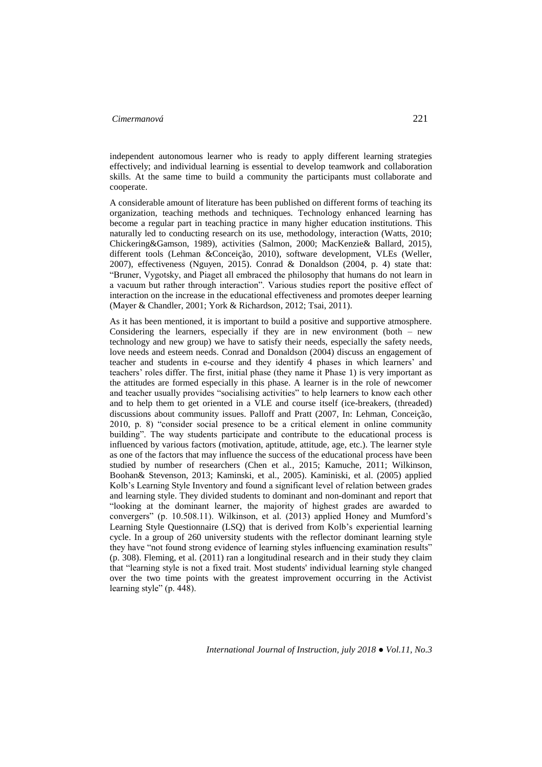independent autonomous learner who is ready to apply different learning strategies effectively; and individual learning is essential to develop teamwork and collaboration skills. At the same time to build a community the participants must collaborate and cooperate.

A considerable amount of literature has been published on different forms of teaching its organization, teaching methods and techniques. Technology enhanced learning has become a regular part in teaching practice in many higher education institutions. This naturally led to conducting research on its use, methodology, interaction (Watts, 2010; Chickering&Gamson, 1989), activities (Salmon, 2000; MacKenzie& Ballard, 2015), different tools (Lehman &Conceição, 2010), software development, VLEs (Weller, 2007), effectiveness (Nguyen, 2015). Conrad & Donaldson (2004, p. 4) state that: "Bruner, Vygotsky, and Piaget all embraced the philosophy that humans do not learn in a vacuum but rather through interaction". Various studies report the positive effect of interaction on the increase in the educational effectiveness and promotes deeper learning (Mayer & Chandler, 2001; York & Richardson, 2012; Tsai, 2011).

As it has been mentioned, it is important to build a positive and supportive atmosphere. Considering the learners, especially if they are in new environment (both – new technology and new group) we have to satisfy their needs, especially the safety needs, love needs and esteem needs. Conrad and Donaldson (2004) discuss an engagement of teacher and students in e-course and they identify 4 phases in which learners' and teachers' roles differ. The first, initial phase (they name it Phase 1) is very important as the attitudes are formed especially in this phase. A learner is in the role of newcomer and teacher usually provides "socialising activities" to help learners to know each other and to help them to get oriented in a VLE and course itself (ice-breakers, (threaded) discussions about community issues. Palloff and Pratt (2007, In: Lehman, Conceição, 2010, p. 8) "consider social presence to be a critical element in online community building". The way students participate and contribute to the educational process is influenced by various factors (motivation, aptitude, attitude, age, etc.). The learner style as one of the factors that may influence the success of the educational process have been studied by number of researchers (Chen et al., 2015; Kamuche, 2011; Wilkinson, Boohan& Stevenson, 2013; Kaminski, et al., 2005). Kaminiski, et al. (2005) applied Kolb's Learning Style Inventory and found a significant level of relation between grades and learning style. They divided students to dominant and non-dominant and report that "looking at the dominant learner, the majority of highest grades are awarded to convergers" (p. 10.508.11). Wilkinson, et al. (2013) applied Honey and Mumford's Learning Style Questionnaire (LSQ) that is derived from Kolb's experiential learning cycle. In a group of 260 university students with the reflector dominant learning style they have "not found strong evidence of learning styles influencing examination results" (p. 308). Fleming, et al. (2011) ran a longitudinal research and in their study they claim that "learning style is not a fixed trait. Most students' individual learning style changed over the two time points with the greatest improvement occurring in the Activist learning style" (p. 448).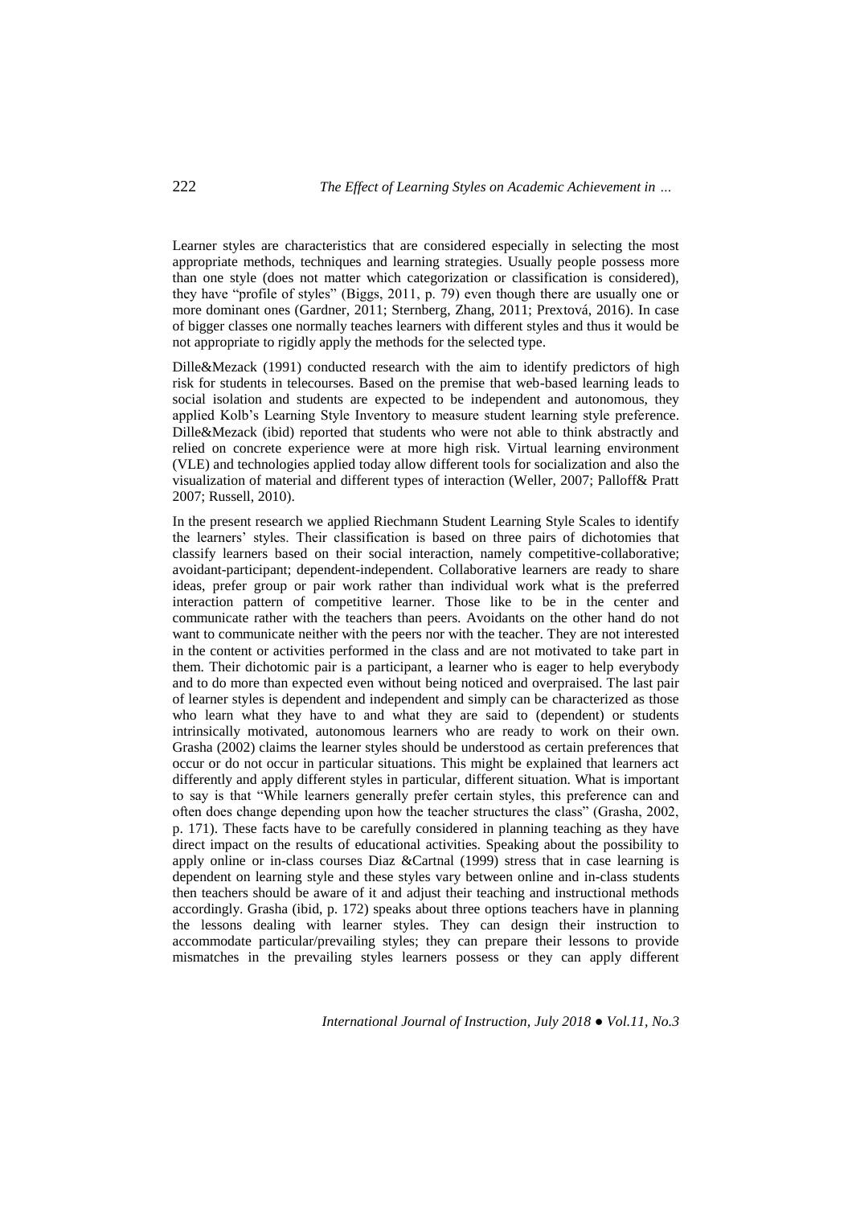Learner styles are characteristics that are considered especially in selecting the most appropriate methods, techniques and learning strategies. Usually people possess more than one style (does not matter which categorization or classification is considered), they have "profile of styles" (Biggs, 2011, p. 79) even though there are usually one or more dominant ones (Gardner, 2011; Sternberg, Zhang, 2011; Prextová, 2016). In case of bigger classes one normally teaches learners with different styles and thus it would be not appropriate to rigidly apply the methods for the selected type.

Dille&Mezack (1991) conducted research with the aim to identify predictors of high risk for students in telecourses. Based on the premise that web-based learning leads to social isolation and students are expected to be independent and autonomous, they applied Kolb's Learning Style Inventory to measure student learning style preference. Dille&Mezack (ibid) reported that students who were not able to think abstractly and relied on concrete experience were at more high risk. Virtual learning environment (VLE) and technologies applied today allow different tools for socialization and also the visualization of material and different types of interaction (Weller, 2007; Palloff& Pratt 2007; Russell, 2010).

In the present research we applied Riechmann Student Learning Style Scales to identify the learners' styles. Their classification is based on three pairs of dichotomies that classify learners based on their social interaction, namely competitive-collaborative; avoidant-participant; dependent-independent. Collaborative learners are ready to share ideas, prefer group or pair work rather than individual work what is the preferred interaction pattern of competitive learner. Those like to be in the center and communicate rather with the teachers than peers. Avoidants on the other hand do not want to communicate neither with the peers nor with the teacher. They are not interested in the content or activities performed in the class and are not motivated to take part in them. Their dichotomic pair is a participant, a learner who is eager to help everybody and to do more than expected even without being noticed and overpraised. The last pair of learner styles is dependent and independent and simply can be characterized as those who learn what they have to and what they are said to (dependent) or students intrinsically motivated, autonomous learners who are ready to work on their own. Grasha (2002) claims the learner styles should be understood as certain preferences that occur or do not occur in particular situations. This might be explained that learners act differently and apply different styles in particular, different situation. What is important to say is that "While learners generally prefer certain styles, this preference can and often does change depending upon how the teacher structures the class" (Grasha, 2002, p. 171). These facts have to be carefully considered in planning teaching as they have direct impact on the results of educational activities. Speaking about the possibility to apply online or in-class courses Diaz &Cartnal (1999) stress that in case learning is dependent on learning style and these styles vary between online and in-class students then teachers should be aware of it and adjust their teaching and instructional methods accordingly. Grasha (ibid, p. 172) speaks about three options teachers have in planning the lessons dealing with learner styles. They can design their instruction to accommodate particular/prevailing styles; they can prepare their lessons to provide mismatches in the prevailing styles learners possess or they can apply different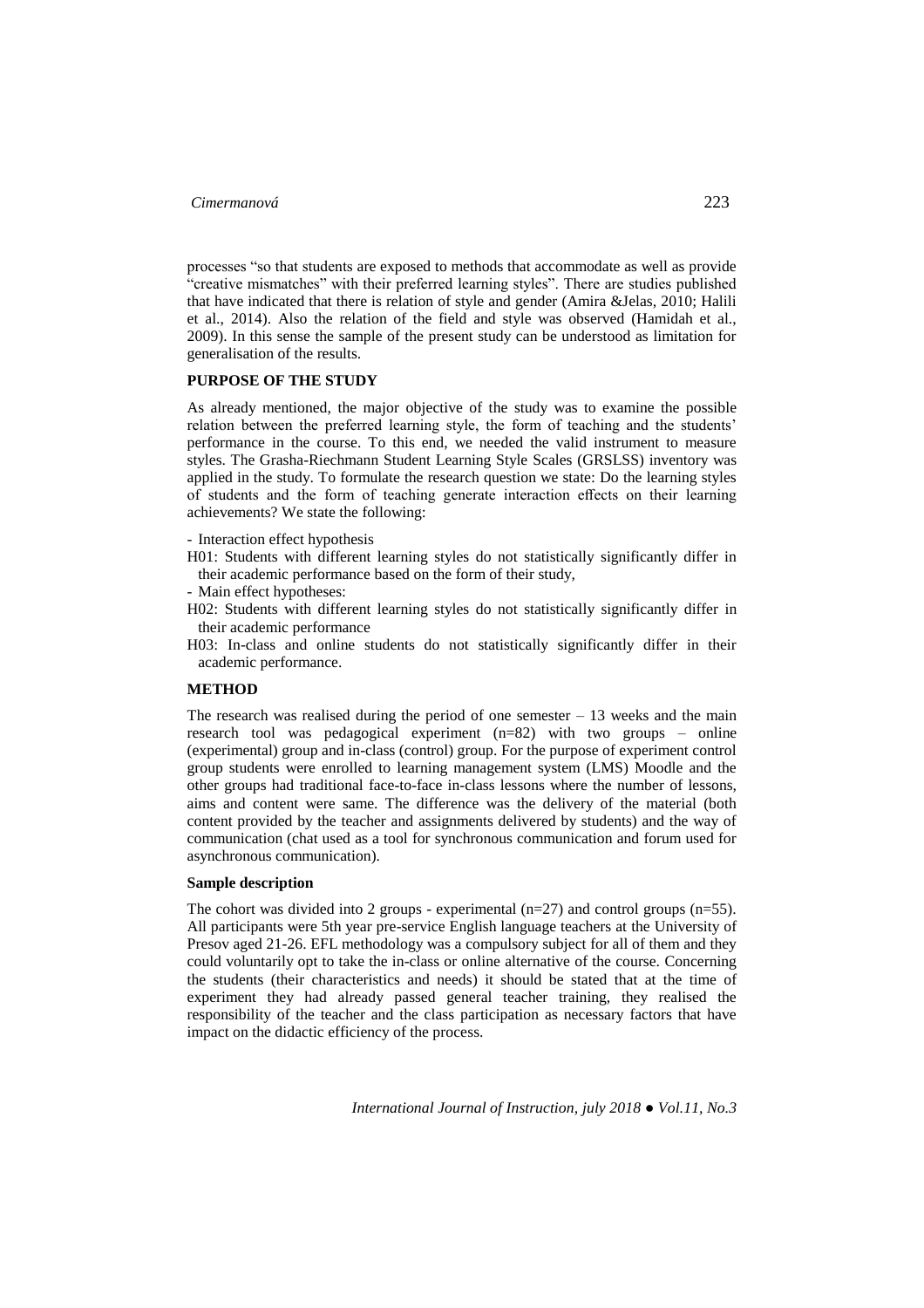processes "so that students are exposed to methods that accommodate as well as provide "creative mismatches" with their preferred learning styles". There are studies published that have indicated that there is relation of style and gender (Amira &Jelas, 2010; Halili et al., 2014). Also the relation of the field and style was observed (Hamidah et al., 2009). In this sense the sample of the present study can be understood as limitation for generalisation of the results.

## PURPOSE OF THE STUDY

As already mentioned, the major objective of the study was to examine the possible relation between the preferred learning style, the form of teaching and the students' performance in the course. To this end, we needed the valid instrument to measure styles. The Grasha-Riechmann Student Learning Style Scales (GRSLSS) inventory was applied in the study. To formulate the research question we state: Do the learning styles of students and the form of teaching generate interaction effects on their learning achievements? We state the following:

- Interaction effect hypothesis

H01: Students with different learning styles do not statistically significantly differ in their academic performance based on the form of their study,

- Main effect hypotheses:

H02: Students with different learning styles do not statistically significantly differ in their academic performance

H03: In-class and online students do not statistically significantly differ in their academic performance.

## METHOD

The research was realised during the period of one semester – 13 weeks and the main research tool was pedagogical experiment (n=82) with two groups – online (experimental) group and in-class (control) group. For the purpose of experiment control group students were enrolled to learning management system (LMS) Moodle and the other groups had traditional face-to-face in-class lessons where the number of lessons, aims and content were same. The difference was the delivery of the material (both content provided by the teacher and assignments delivered by students) and the way of communication (chat used as a tool for synchronous communication and forum used for asynchronous communication).

### Sample description

The cohort was divided into 2 groups - experimental (n=27) and control groups (n=55). All participants were 5th year pre-service English language teachers at the University of Presov aged 21-26. EFL methodology was a compulsory subject for all of them and they could voluntarily opt to take the in-class or online alternative of the course. Concerning the students (their characteristics and needs) it should be stated that at the time of experiment they had already passed general teacher training, they realised the responsibility of the teacher and the class participation as necessary factors that have impact on the didactic efficiency of the process.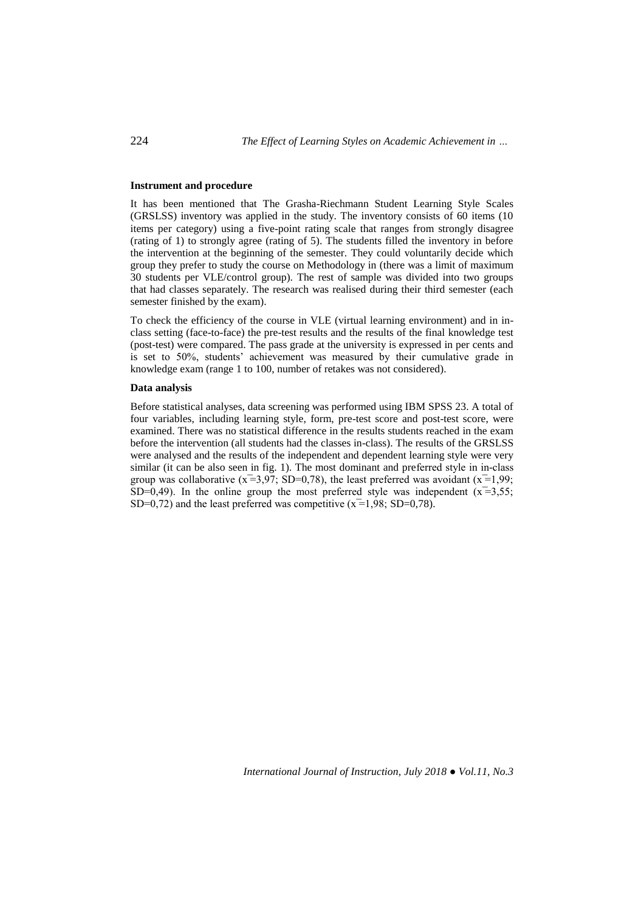**Instrument and procedure**

It has been mentioned that The Grasha-Riechmann Student Learning Style Scales (GRSLSS) inventory was applied in the study. The inventory consists of 60 items (10 items per category) using a five-point rating scale that ranges from strongly disagree (rating of 1) to strongly agree (rating of 5). The students filled the inventory in before the intervention at the beginning of the semester. They could voluntarily decide which group they prefer to study the course on Methodology in (there was a limit of maximum 30 students per VLE/control group). The rest of sample was divided into two groups that had classes separately. The research was realised during their third semester (each semester finished by the exam).

To check the efficiency of the course in VLE (virtual learning environment) and in in-class setting (face-to-face) the pre-test results and the results of the final knowledge test (post-test) were compared. The pass grade at the university is expressed in per cents and is set to 50%, students' achievement was measured by their cumulative grade in knowledge exam (range 1 to 100, number of retakes was not considered).

**Data analysis**

Before statistical analyses, data screening was performed using IBM SPSS 23. A total of four variables, including learning style, form, pre-test score and post-test score, were examined. There was no statistical difference in the results students reached in the exam before the intervention (all students had the classes in-class). The results of the GRSLSS were analysed and the results of the independent and dependent learning style were very similar (it can be also seen in fig. 1). The most dominant and preferred style in in-class group was collaborative ($\bar{x}$=3,97; SD=0,78), the least preferred was avoidant ($\bar{x}$=1,99; SD=0,49). In the online group the most preferred style was independent ($\bar{x}$=3,55; SD=0,72) and the least preferred was competitive ($\bar{x}$=1,98; SD=0,78).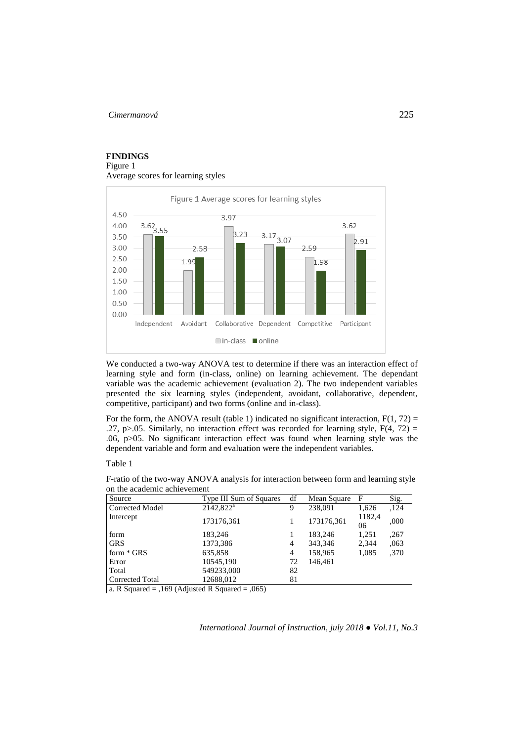## FINDINGS

Figure 1
Average scores for learning styles

We conducted a two-way ANOVA test to determine if there was an interaction effect of learning style and form (in-class, online) on learning achievement. The dependant variable was the academic achievement (evaluation 2). The two independent variables presented the six learning styles (independent, avoidant, collaborative, dependent, competitive, participant) and two forms (online and in-class).

For the form, the ANOVA result (table 1) indicated no significant interaction, $F(1, 72) = .27$, $p>.05$. Similarly, no interaction effect was recorded for learning style, $F(4, 72) = .06$, p>05. No significant interaction effect was found when learning style was the dependent variable and form and evaluation were the independent variables.

Table 1

F-ratio of the two-way ANOVA analysis for interaction between form and learning style on the academic achievement

| Source | Type III Sum of Squares | df | Mean Square | F | Sig. |
|---|---|---|---|---|---|
| Corrected Model | 2142,822[a] | 9 | 238,091 | 1,626 | ,124 |
| Intercept | 173176,361 | 1 | 173176,361 | 1182,406 | ,000 |
| form | 183,246 | 1 | 183,246 | 1,251 | ,267 |
| GRS | 1373,386 | 4 | 343,346 | 2,344 | ,063 |
| form * GRS | 635,858 | 4 | 158,965 | 1,085 | ,370 |
| Error | 10545,190 | 72 | 146,461 | | |
| Total | 549233,000 | 82 | | | |
| Corrected Total | 12688,012 | 81 | | | |

a. R Squared = ,169 (Adjusted R Squared = ,065)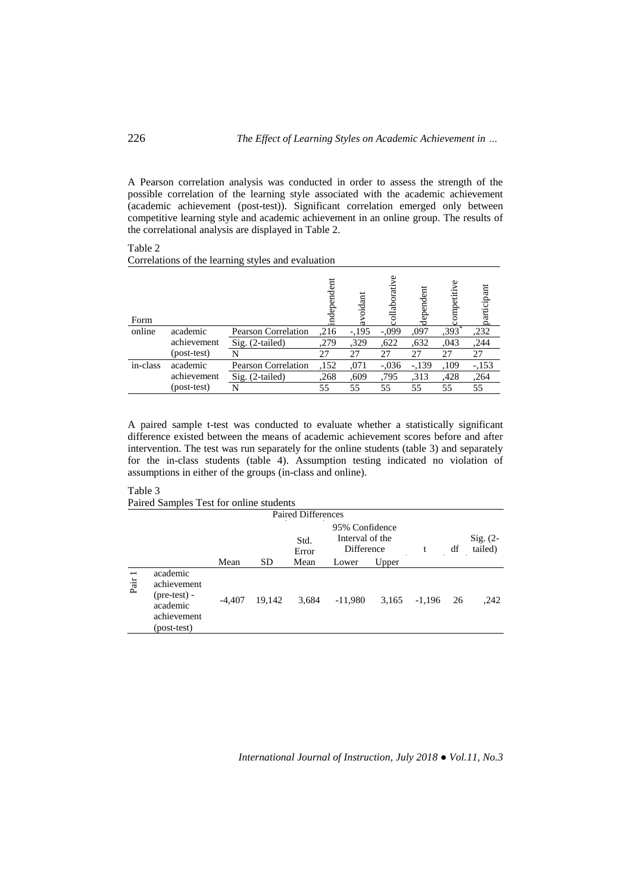A Pearson correlation analysis was conducted in order to assess the strength of the possible correlation of the learning style associated with the academic achievement (academic achievement (post-test)). Significant correlation emerged only between competitive learning style and academic achievement in an online group. The results of the correlational analysis are displayed in Table 2.

Table 2

Correlations of the learning styles and evaluation

| Form | | | independent | avoidant | collaborative | dependent | competitive | participant |
|---|---|---|---|---|---|---|---|---|
| online | academic achievement (post-test) | Pearson Correlation | ,216 | -,195 | -,099 | ,097 | ,393* | ,232 |
| | | Sig. (2-tailed) | ,279 | ,329 | ,622 | ,632 | ,043 | ,244 |
| | | N | 27 | 27 | 27 | 27 | 27 | 27 |
| in-class | academic achievement (post-test) | Pearson Correlation | ,152 | ,071 | -,036 | -,139 | ,109 | -,153 |
| | | Sig. (2-tailed) | ,268 | ,609 | ,795 | ,313 | ,428 | ,264 |
| | | N | 55 | 55 | 55 | 55 | 55 | 55 |

A paired sample t-test was conducted to evaluate whether a statistically significant difference existed between the means of academic achievement scores before and after intervention. The test was run separately for the online students (table 3) and separately for the in-class students (table 4). Assumption testing indicated no violation of assumptions in either of the groups (in-class and online).

Table 3

Paired Samples Test for online students

| | | Paired Differences | | | | | t | df | Sig. (2-tailed) |
|---|---|---|---|---|---|---|---|---|---|
| | | Mean | SD | Std. Error Mean | 95% Confidence Interval of the Difference Lower | Upper | | | |
| Pair 1 | academic achievement (pre-test) - academic achievement (post-test) | -4,407 | 19,142 | 3,684 | -11,980 | 3,165 | -1,196 | 26 | ,242 |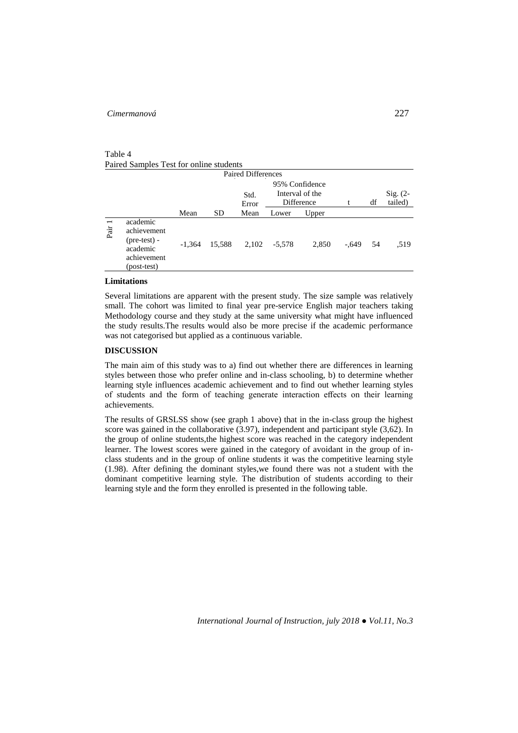Table 4
Paired Samples Test for online students

| | | Paired Differences | | | | | | | |
|---|---|---|---|---|---|---|---|---|---|
| | | | | Std. Error | 95% Confidence Interval of the Difference | | t | df | Sig. (2-tailed) |
| | | Mean | SD | Mean | Lower | Upper | | | |
| Pair 1 | academic achievement (pre-test) - academic achievement (post-test) | -1,364 | 15,588 | 2,102 | -5,578 | 2,850 | -,649 | 54 | ,519 |

**Limitations**

Several limitations are apparent with the present study. The size sample was relatively small. The cohort was limited to final year pre-service English major teachers taking Methodology course and they study at the same university what might have influenced the study results.The results would also be more precise if the academic performance was not categorised but applied as a continuous variable.

**DISCUSSION**

The main aim of this study was to a) find out whether there are differences in learning styles between those who prefer online and in-class schooling, b) to determine whether learning style influences academic achievement and to find out whether learning styles of students and the form of teaching generate interaction effects on their learning achievements.

The results of GRSLSS show (see graph 1 above) that in the in-class group the highest score was gained in the collaborative (3.97), independent and participant style (3,62). In the group of online students,the highest score was reached in the category independent learner. The lowest scores were gained in the category of avoidant in the group of in-class students and in the group of online students it was the competitive learning style (1.98). After defining the dominant styles,we found there was not a student with the dominant competitive learning style. The distribution of students according to their learning style and the form they enrolled is presented in the following table.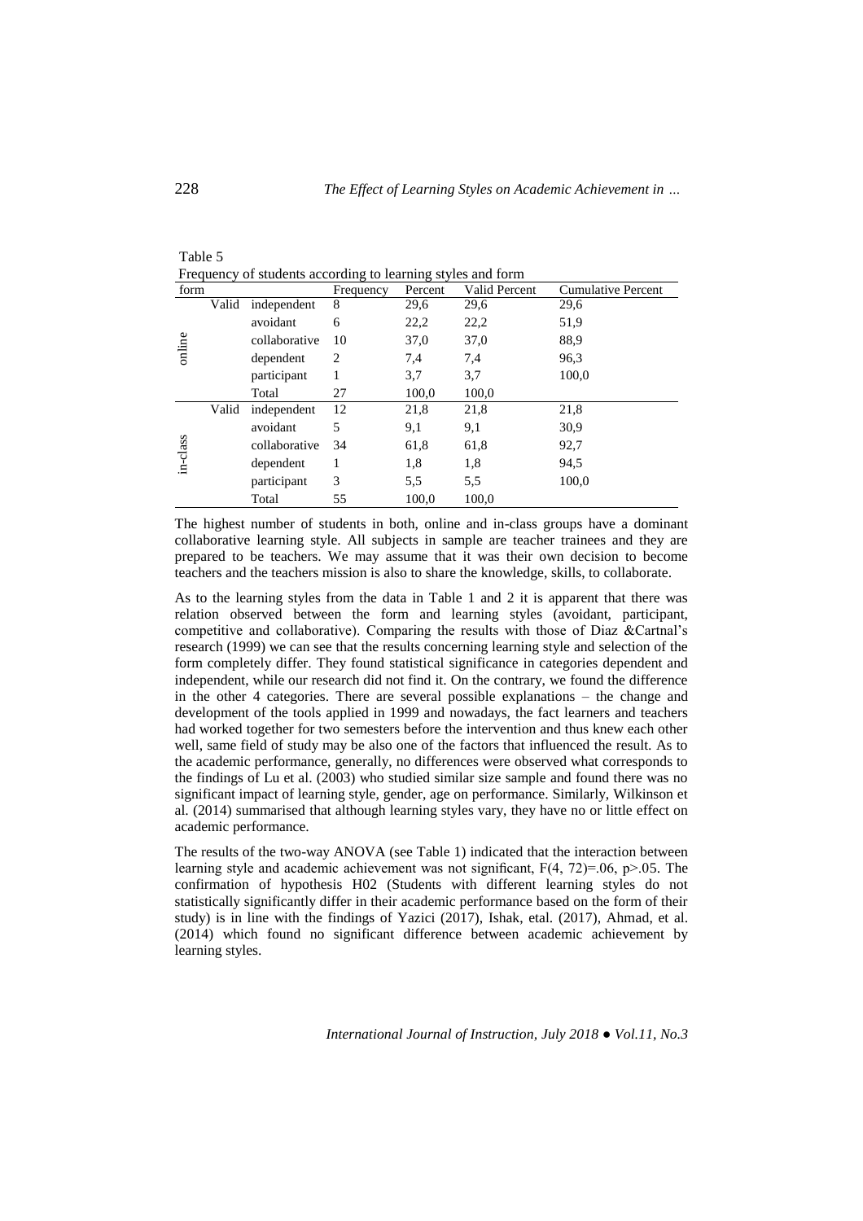Table 5
Frequency of students according to learning styles and form

| form | | | Frequency | Percent | Valid Percent | Cumulative Percent |
|---|---|---|---|---|---|---|
| online | Valid | independent | 8 | 29,6 | 29,6 | 29,6 |
| | | avoidant | 6 | 22,2 | 22,2 | 51,9 |
| | | collaborative | 10 | 37,0 | 37,0 | 88,9 |
| | | dependent | 2 | 7,4 | 7,4 | 96,3 |
| | | participant | 1 | 3,7 | 3,7 | 100,0 |
| | | Total | 27 | 100,0 | 100,0 | |
| in-class | Valid | independent | 12 | 21,8 | 21,8 | 21,8 |
| | | avoidant | 5 | 9,1 | 9,1 | 30,9 |
| | | collaborative | 34 | 61,8 | 61,8 | 92,7 |
| | | dependent | 1 | 1,8 | 1,8 | 94,5 |
| | | participant | 3 | 5,5 | 5,5 | 100,0 |
| | | Total | 55 | 100,0 | 100,0 | |

The highest number of students in both, online and in-class groups have a dominant collaborative learning style. All subjects in sample are teacher trainees and they are prepared to be teachers. We may assume that it was their own decision to become teachers and the teachers mission is also to share the knowledge, skills, to collaborate.

As to the learning styles from the data in Table 1 and 2 it is apparent that there was relation observed between the form and learning styles (avoidant, participant, competitive and collaborative). Comparing the results with those of Diaz &Cartnal's research (1999) we can see that the results concerning learning style and selection of the form completely differ. They found statistical significance in categories dependent and independent, while our research did not find it. On the contrary, we found the difference in the other 4 categories. There are several possible explanations – the change and development of the tools applied in 1999 and nowadays, the fact learners and teachers had worked together for two semesters before the intervention and thus knew each other well, same field of study may be also one of the factors that influenced the result. As to the academic performance, generally, no differences were observed what corresponds to the findings of Lu et al. (2003) who studied similar size sample and found there was no significant impact of learning style, gender, age on performance. Similarly, Wilkinson et al. (2014) summarised that although learning styles vary, they have no or little effect on academic performance.

The results of the two-way ANOVA (see Table 1) indicated that the interaction between learning style and academic achievement was not significant, $F(4, 72)=.06$, $p>.05$. The confirmation of hypothesis H02 (Students with different learning styles do not statistically significantly differ in their academic performance based on the form of their study) is in line with the findings of Yazici (2017), Ishak, etal. (2017), Ahmad, et al. (2014) which found no significant difference between academic achievement by learning styles.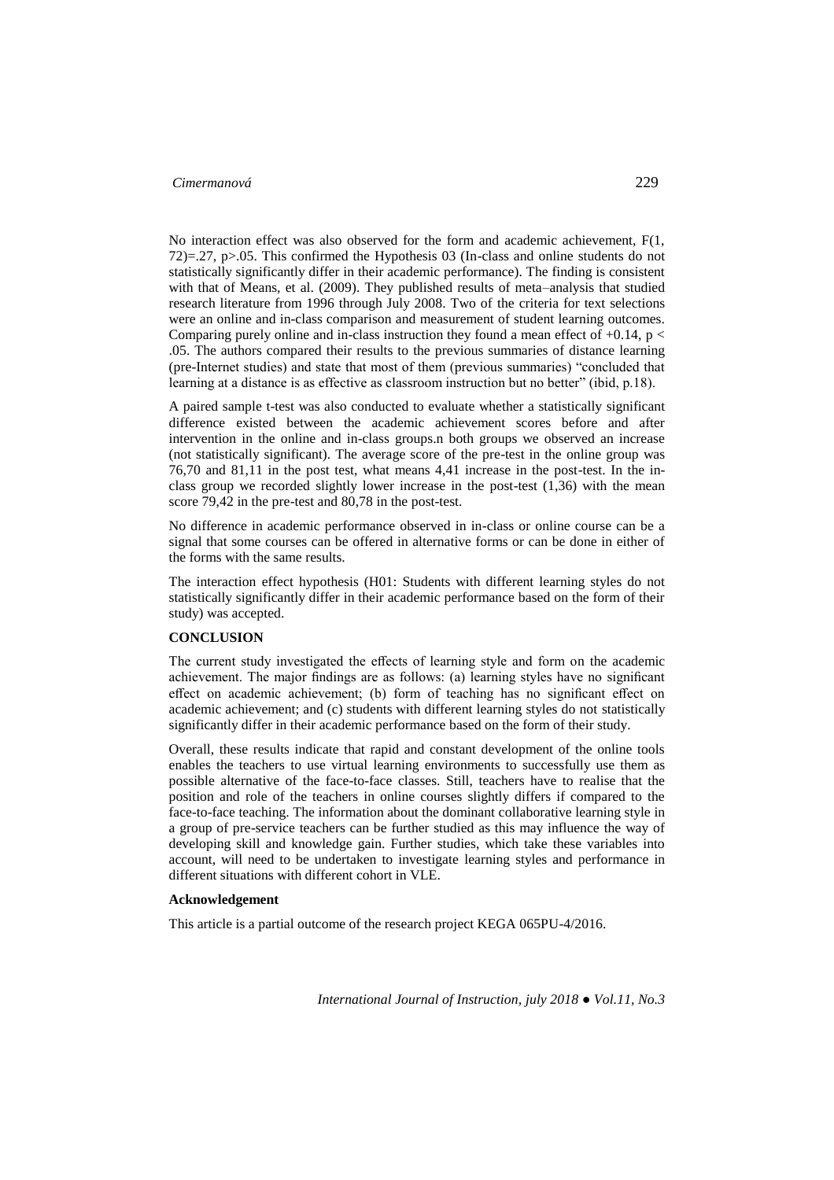No interaction effect was also observed for the form and academic achievement, $F(1, 72)=.27$, $p>.05$. This confirmed the Hypothesis 03 (In-class and online students do not statistically significantly differ in their academic performance). The finding is consistent with that of Means, et al. (2009). They published results of meta–analysis that studied research literature from 1996 through July 2008. Two of the criteria for text selections were an online and in-class comparison and measurement of student learning outcomes. Comparing purely online and in-class instruction they found a mean effect of +0.14, $p < .05$. The authors compared their results to the previous summaries of distance learning (pre-Internet studies) and state that most of them (previous summaries) "concluded that learning at a distance is as effective as classroom instruction but no better" (ibid, p.18).

A paired sample t-test was also conducted to evaluate whether a statistically significant difference existed between the academic achievement scores before and after intervention in the online and in-class groups.n both groups we observed an increase (not statistically significant). The average score of the pre-test in the online group was 76,70 and 81,11 in the post test, what means 4,41 increase in the post-test. In the in-class group we recorded slightly lower increase in the post-test (1,36) with the mean score 79,42 in the pre-test and 80,78 in the post-test.

No difference in academic performance observed in in-class or online course can be a signal that some courses can be offered in alternative forms or can be done in either of the forms with the same results.

The interaction effect hypothesis (H01: Students with different learning styles do not statistically significantly differ in their academic performance based on the form of their study) was accepted.

## CONCLUSION

The current study investigated the effects of learning style and form on the academic achievement. The major findings are as follows: (a) learning styles have no significant effect on academic achievement; (b) form of teaching has no significant effect on academic achievement; and (c) students with different learning styles do not statistically significantly differ in their academic performance based on the form of their study.

Overall, these results indicate that rapid and constant development of the online tools enables the teachers to use virtual learning environments to successfully use them as possible alternative of the face-to-face classes. Still, teachers have to realise that the position and role of the teachers in online courses slightly differs if compared to the face-to-face teaching. The information about the dominant collaborative learning style in a group of pre-service teachers can be further studied as this may influence the way of developing skill and knowledge gain. Further studies, which take these variables into account, will need to be undertaken to investigate learning styles and performance in different situations with different cohort in VLE.

### Acknowledgement

This article is a partial outcome of the research project KEGA 065PU-4/2016.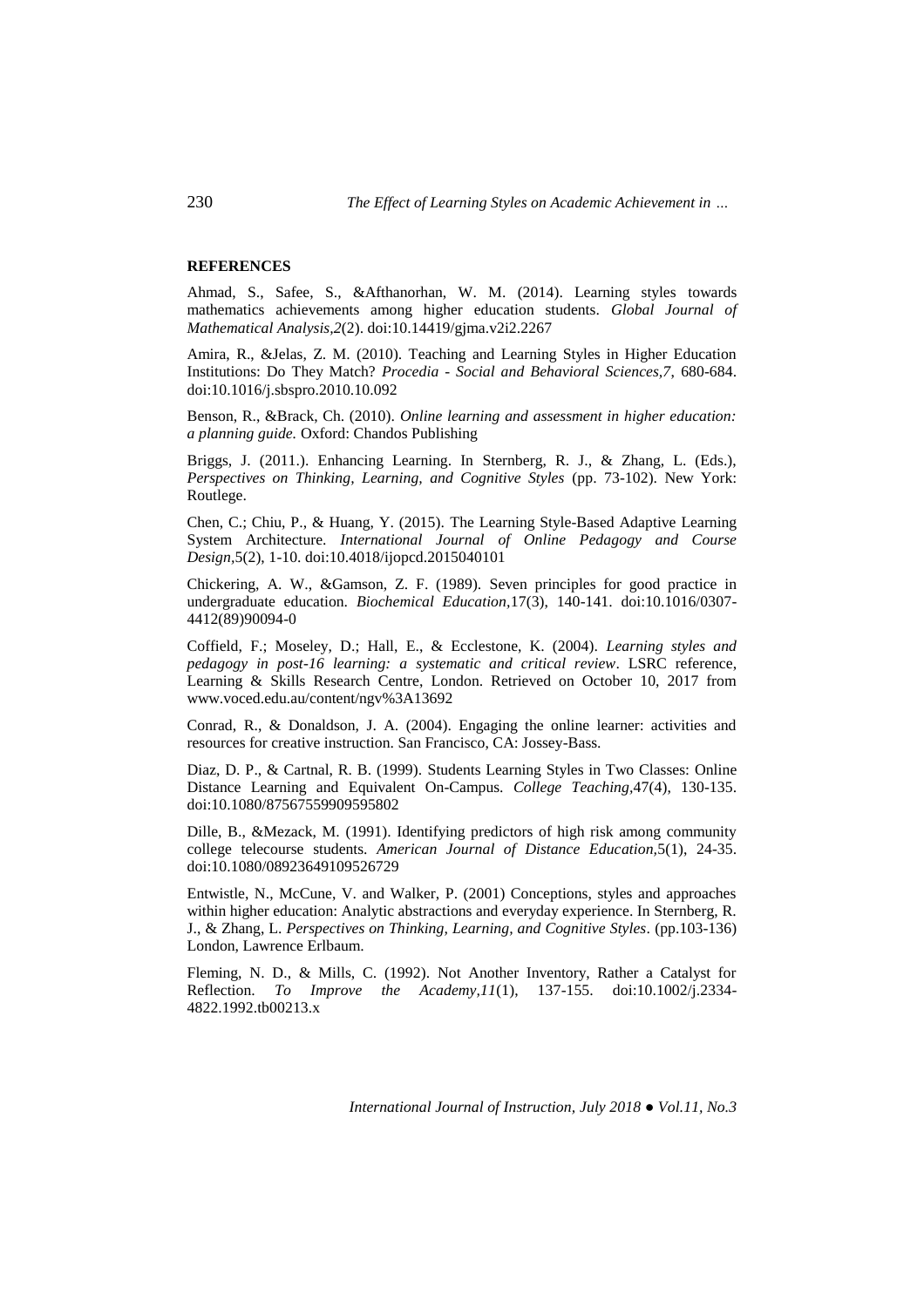**REFERENCES**

Ahmad, S., Safee, S., &Afthanorhan, W. M. (2014). Learning styles towards mathematics achievements among higher education students. *Global Journal of Mathematical Analysis,2*(2). doi:10.14419/gjma.v2i2.2267

Amira, R., &Jelas, Z. M. (2010). Teaching and Learning Styles in Higher Education Institutions: Do They Match? *Procedia - Social and Behavioral Sciences,7*, 680-684. doi:10.1016/j.sbspro.2010.10.092

Benson, R., &Brack, Ch. (2010). *Online learning and assessment in higher education: a planning guide.* Oxford: Chandos Publishing

Briggs, J. (2011.). Enhancing Learning. In Sternberg, R. J., & Zhang, L. (Eds.), *Perspectives on Thinking, Learning, and Cognitive Styles* (pp. 73-102). New York: Routlege.

Chen, C.; Chiu, P., & Huang, Y. (2015). The Learning Style-Based Adaptive Learning System Architecture. *International Journal of Online Pedagogy and Course Design*,5(2), 1-10. doi:10.4018/ijopcd.2015040101

Chickering, A. W., &Gamson, Z. F. (1989). Seven principles for good practice in undergraduate education. *Biochemical Education*,17(3), 140-141. doi:10.1016/0307-4412(89)90094-0

Coffield, F.; Moseley, D.; Hall, E., & Ecclestone, K. (2004). *Learning styles and pedagogy in post-16 learning: a systematic and critical review*. LSRC reference, Learning & Skills Research Centre, London. Retrieved on October 10, 2017 from www.voced.edu.au/content/ngv%3A13692

Conrad, R., & Donaldson, J. A. (2004). Engaging the online learner: activities and resources for creative instruction. San Francisco, CA: Jossey-Bass.

Diaz, D. P., & Cartnal, R. B. (1999). Students Learning Styles in Two Classes: Online Distance Learning and Equivalent On-Campus. *College Teaching*,47(4), 130-135. doi:10.1080/87567559909595802

Dille, B., &Mezack, M. (1991). Identifying predictors of high risk among community college telecourse students. *American Journal of Distance Education*,5(1), 24-35. doi:10.1080/08923649109526729

Entwistle, N., McCune, V. and Walker, P. (2001) Conceptions, styles and approaches within higher education: Analytic abstractions and everyday experience. In Sternberg, R. J., & Zhang, L. *Perspectives on Thinking, Learning, and Cognitive Styles*. (pp.103-136) London, Lawrence Erlbaum.

Fleming, N. D., & Mills, C. (1992). Not Another Inventory, Rather a Catalyst for Reflection. *To Improve the Academy*,*11*(1), 137-155. doi:10.1002/j.2334-4822.1992.tb00213.x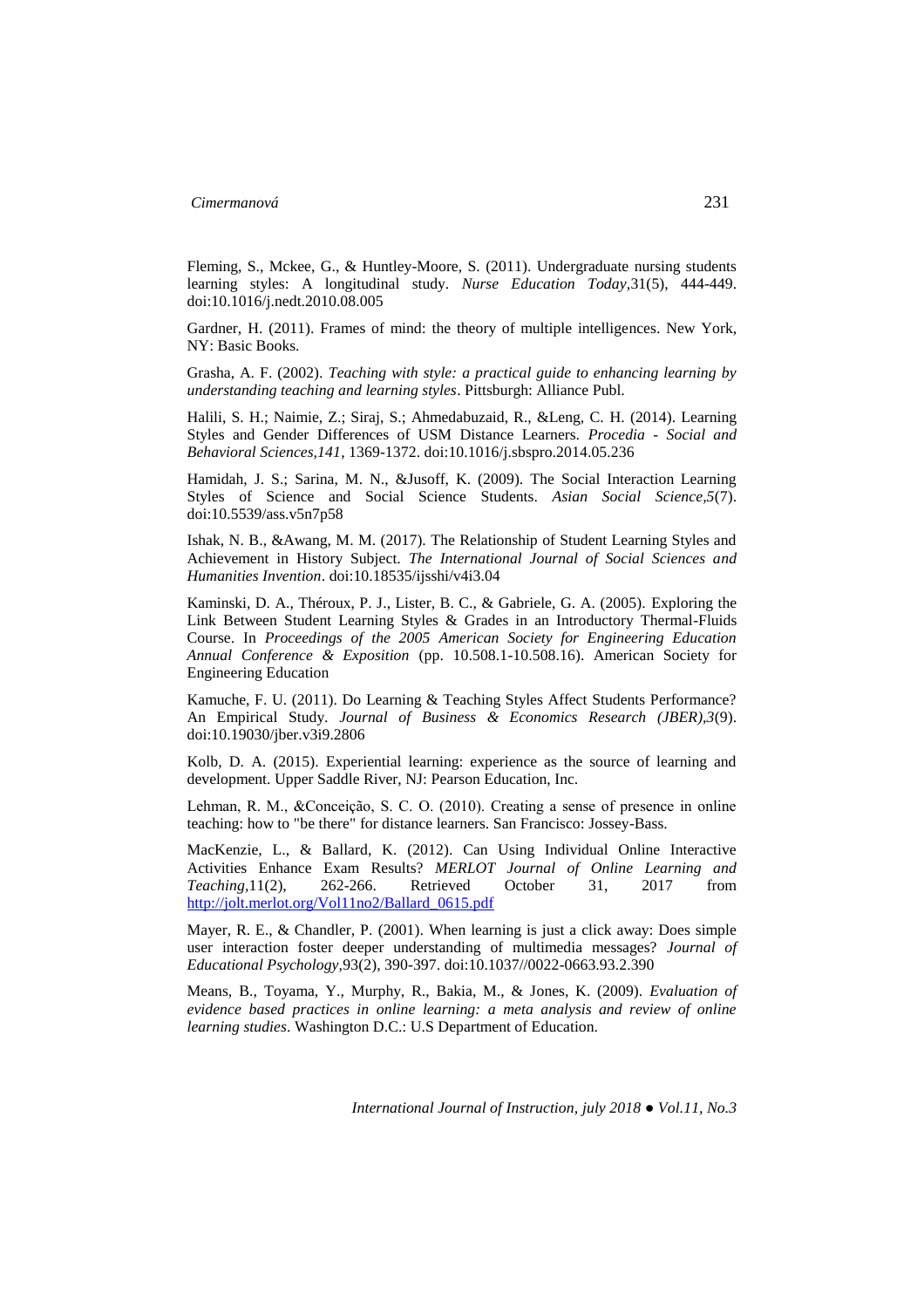Fleming, S., Mckee, G., & Huntley-Moore, S. (2011). Undergraduate nursing students learning styles: A longitudinal study. *Nurse Education Today*,31(5), 444-449. doi:10.1016/j.nedt.2010.08.005

Gardner, H. (2011). Frames of mind: the theory of multiple intelligences. New York, NY: Basic Books.

Grasha, A. F. (2002). *Teaching with style: a practical guide to enhancing learning by understanding teaching and learning styles*. Pittsburgh: Alliance Publ.

Halili, S. H.; Naimie, Z.; Siraj, S.; Ahmedabuzaid, R., &Leng, C. H. (2014). Learning Styles and Gender Differences of USM Distance Learners. *Procedia - Social and Behavioral Sciences,141*, 1369-1372. doi:10.1016/j.sbspro.2014.05.236

Hamidah, J. S.; Sarina, M. N., &Jusoff, K. (2009). The Social Interaction Learning Styles of Science and Social Science Students. *Asian Social Science,5*(7). doi:10.5539/ass.v5n7p58

Ishak, N. B., &Awang, M. M. (2017). The Relationship of Student Learning Styles and Achievement in History Subject. *The International Journal of Social Sciences and Humanities Invention*. doi:10.18535/ijsshi/v4i3.04

Kaminski, D. A., Théroux, P. J., Lister, B. C., & Gabriele, G. A. (2005). Exploring the Link Between Student Learning Styles & Grades in an Introductory Thermal-Fluids Course. In *Proceedings of the 2005 American Society for Engineering Education Annual Conference & Exposition* (pp. 10.508.1-10.508.16). American Society for Engineering Education

Kamuche, F. U. (2011). Do Learning & Teaching Styles Affect Students Performance? An Empirical Study. *Journal of Business & Economics Research (JBER),3*(9). doi:10.19030/jber.v3i9.2806

Kolb, D. A. (2015). Experiential learning: experience as the source of learning and development. Upper Saddle River, NJ: Pearson Education, Inc.

Lehman, R. M., &Conceição, S. C. O. (2010). Creating a sense of presence in online teaching: how to "be there" for distance learners. San Francisco: Jossey-Bass.

MacKenzie, L., & Ballard, K. (2012). Can Using Individual Online Interactive Activities Enhance Exam Results? *MERLOT Journal of Online Learning and Teaching,*11(2), 262-266. Retrieved October 31, 2017 from http://jolt.merlot.org/Vol11no2/Ballard_0615.pdf

Mayer, R. E., & Chandler, P. (2001). When learning is just a click away: Does simple user interaction foster deeper understanding of multimedia messages? *Journal of Educational Psychology,*93(2), 390-397. doi:10.1037//0022-0663.93.2.390

Means, B., Toyama, Y., Murphy, R., Bakia, M., & Jones, K. (2009). *Evaluation of evidence based practices in online learning: a meta analysis and review of online learning studies*. Washington D.C.: U.S Department of Education.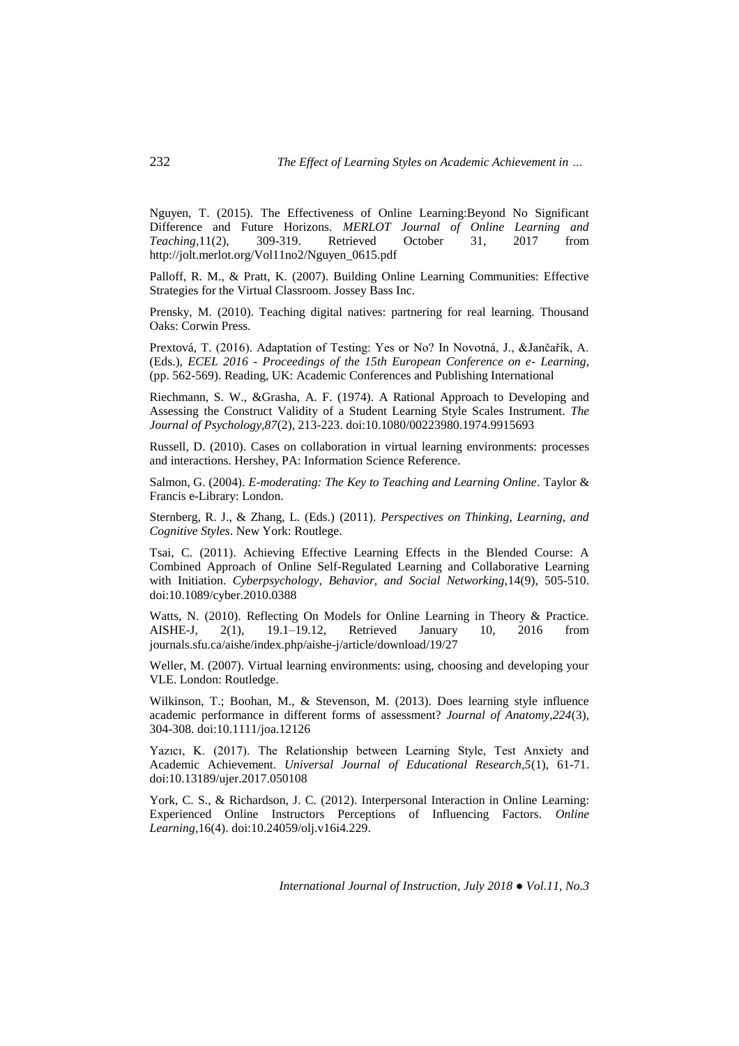Nguyen, T. (2015). The Effectiveness of Online Learning:Beyond No Significant Difference and Future Horizons. *MERLOT Journal of Online Learning and Teaching*,11(2), 309-319. Retrieved October 31, 2017 from http://jolt.merlot.org/Vol11no2/Nguyen_0615.pdf

Palloff, R. M., & Pratt, K. (2007). Building Online Learning Communities: Effective Strategies for the Virtual Classroom. Jossey Bass Inc.

Prensky, M. (2010). Teaching digital natives: partnering for real learning. Thousand Oaks: Corwin Press.

Prextová, T. (2016). Adaptation of Testing: Yes or No? In Novotná, J., &Jančařík, A. (Eds.), *ECEL 2016 - Proceedings of the 15th European Conference on e- Learning,* (pp. 562-569). Reading, UK: Academic Conferences and Publishing International

Riechmann, S. W., &Grasha, A. F. (1974). A Rational Approach to Developing and Assessing the Construct Validity of a Student Learning Style Scales Instrument. *The Journal of Psychology,87*(2), 213-223. doi:10.1080/00223980.1974.9915693

Russell, D. (2010). Cases on collaboration in virtual learning environments: processes and interactions. Hershey, PA: Information Science Reference.

Salmon, G. (2004). *E-moderating: The Key to Teaching and Learning Online*. Taylor & Francis e-Library: London.

Sternberg, R. J., & Zhang, L. (Eds.) (2011). *Perspectives on Thinking, Learning, and Cognitive Styles*. New York: Routlege.

Tsai, C. (2011). Achieving Effective Learning Effects in the Blended Course: A Combined Approach of Online Self-Regulated Learning and Collaborative Learning with Initiation. *Cyberpsychology, Behavior, and Social Networking*,14(9), 505-510. doi:10.1089/cyber.2010.0388

Watts, N. (2010). Reflecting On Models for Online Learning in Theory & Practice. AISHE-J, 2(1), 19.1–19.12, Retrieved January 10, 2016 from journals.sfu.ca/aishe/index.php/aishe-j/article/download/19/27

Weller, M. (2007). Virtual learning environments: using, choosing and developing your VLE. London: Routledge.

Wilkinson, T.; Boohan, M., & Stevenson, M. (2013). Does learning style influence academic performance in different forms of assessment? *Journal of Anatomy,224*(3), 304-308. doi:10.1111/joa.12126

Yazıcı, K. (2017). The Relationship between Learning Style, Test Anxiety and Academic Achievement. *Universal Journal of Educational Research,5*(1), 61-71. doi:10.13189/ujer.2017.050108

York, C. S., & Richardson, J. C. (2012). Interpersonal Interaction in Online Learning: Experienced Online Instructors Perceptions of Influencing Factors. *Online Learning*,16(4). doi:10.24059/olj.v16i4.229.